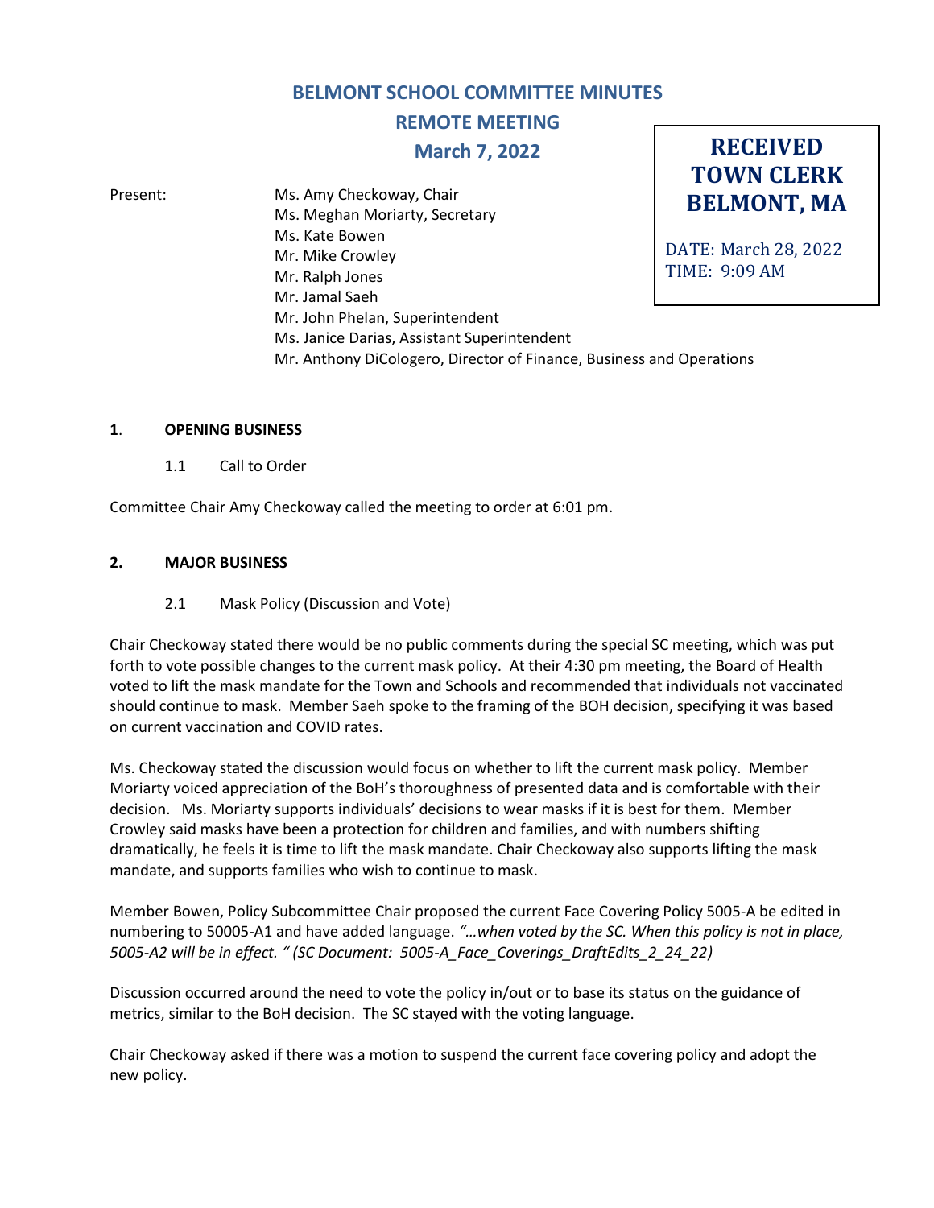# BELMONT SCHOOL COMMITTEE MINUTES

## REMOTE MEETING

## March 7, 2022

**RECEIVED TOWN CLERK BELMONT, MA**

DATE: March 28, 2022
TIME: 9:09 AM

Present:
Ms. Amy Checkoway, Chair
Ms. Meghan Moriarty, Secretary
Ms. Kate Bowen
Mr. Mike Crowley
Mr. Ralph Jones
Mr. Jamal Saeh
Mr. John Phelan, Superintendent
Ms. Janice Darias, Assistant Superintendent
Mr. Anthony DiCologero, Director of Finance, Business and Operations

### 1. OPENING BUSINESS

1.1 Call to Order

Committee Chair Amy Checkoway called the meeting to order at 6:01 pm.

### 2. MAJOR BUSINESS

2.1 Mask Policy (Discussion and Vote)

Chair Checkoway stated there would be no public comments during the special SC meeting, which was put forth to vote possible changes to the current mask policy. At their 4:30 pm meeting, the Board of Health voted to lift the mask mandate for the Town and Schools and recommended that individuals not vaccinated should continue to mask. Member Saeh spoke to the framing of the BOH decision, specifying it was based on current vaccination and COVID rates.

Ms. Checkoway stated the discussion would focus on whether to lift the current mask policy. Member Moriarty voiced appreciation of the BoH's thoroughness of presented data and is comfortable with their decision. Ms. Moriarty supports individuals' decisions to wear masks if it is best for them. Member Crowley said masks have been a protection for children and families, and with numbers shifting dramatically, he feels it is time to lift the mask mandate. Chair Checkoway also supports lifting the mask mandate, and supports families who wish to continue to mask.

Member Bowen, Policy Subcommittee Chair proposed the current Face Covering Policy 5005-A be edited in numbering to 50005-A1 and have added language. *"…when voted by the SC. When this policy is not in place, 5005-A2 will be in effect. " (SC Document: 5005-A_Face_Coverings_DraftEdits_2_24_22)*

Discussion occurred around the need to vote the policy in/out or to base its status on the guidance of metrics, similar to the BoH decision. The SC stayed with the voting language.

Chair Checkoway asked if there was a motion to suspend the current face covering policy and adopt the new policy.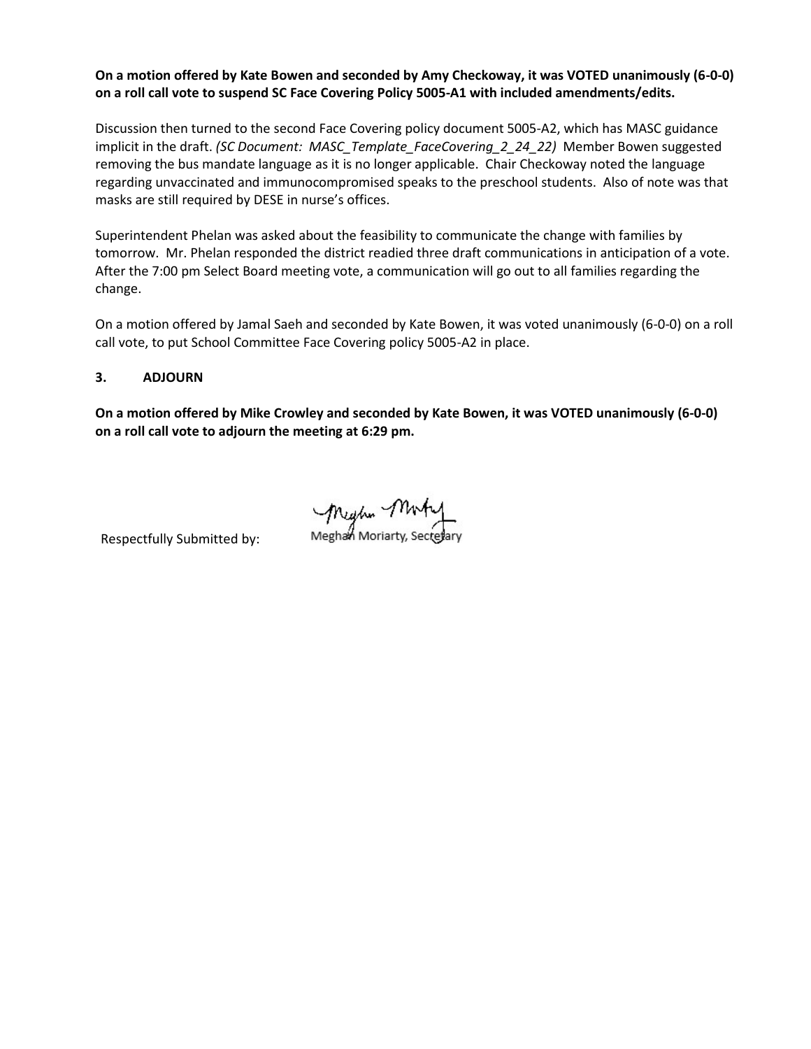**On a motion offered by Kate Bowen and seconded by Amy Checkoway, it was VOTED unanimously (6-0-0) on a roll call vote to suspend SC Face Covering Policy 5005-A1 with included amendments/edits.**

Discussion then turned to the second Face Covering policy document 5005-A2, which has MASC guidance implicit in the draft. *(SC Document: MASC_Template_FaceCovering_2_24_22)* Member Bowen suggested removing the bus mandate language as it is no longer applicable. Chair Checkoway noted the language regarding unvaccinated and immunocompromised speaks to the preschool students. Also of note was that masks are still required by DESE in nurse's offices.

Superintendent Phelan was asked about the feasibility to communicate the change with families by tomorrow. Mr. Phelan responded the district readied three draft communications in anticipation of a vote. After the 7:00 pm Select Board meeting vote, a communication will go out to all families regarding the change.

On a motion offered by Jamal Saeh and seconded by Kate Bowen, it was voted unanimously (6-0-0) on a roll call vote, to put School Committee Face Covering policy 5005-A2 in place.

## 3. ADJOURN

**On a motion offered by Mike Crowley and seconded by Kate Bowen, it was VOTED unanimously (6-0-0) on a roll call vote to adjourn the meeting at 6:29 pm.**

Respectfully Submitted by: Meghan Moriarty, Secretary